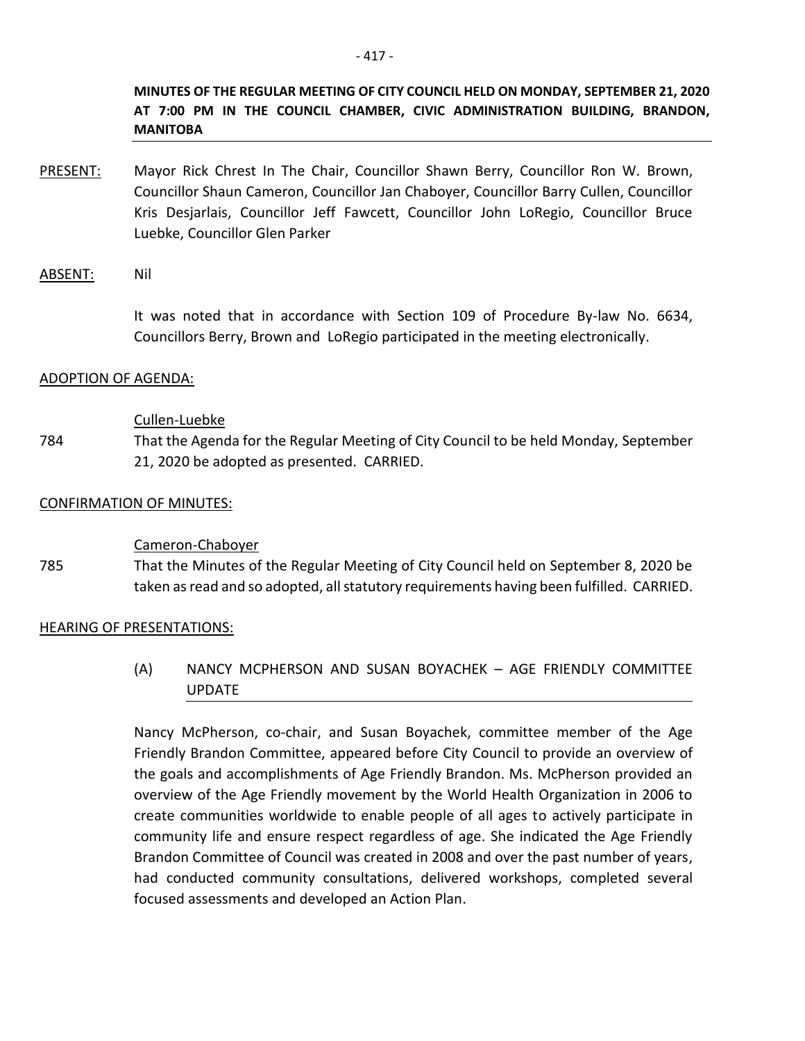**MINUTES OF THE REGULAR MEETING OF CITY COUNCIL HELD ON MONDAY, SEPTEMBER 21, 2020 AT 7:00 PM IN THE COUNCIL CHAMBER, CIVIC ADMINISTRATION BUILDING, BRANDON, MANITOBA**

PRESENT: Mayor Rick Chrest In The Chair, Councillor Shawn Berry, Councillor Ron W. Brown, Councillor Shaun Cameron, Councillor Jan Chaboyer, Councillor Barry Cullen, Councillor Kris Desjarlais, Councillor Jeff Fawcett, Councillor John LoRegio, Councillor Bruce Luebke, Councillor Glen Parker

ABSENT: Nil

It was noted that in accordance with Section 109 of Procedure By-law No. 6634, Councillors Berry, Brown and LoRegio participated in the meeting electronically.

ADOPTION OF AGENDA:

Cullen-Luebke

784 That the Agenda for the Regular Meeting of City Council to be held Monday, September 21, 2020 be adopted as presented. CARRIED.

CONFIRMATION OF MINUTES:

Cameron-Chaboyer

785 That the Minutes of the Regular Meeting of City Council held on September 8, 2020 be taken as read and so adopted, all statutory requirements having been fulfilled. CARRIED.

HEARING OF PRESENTATIONS:

(A) NANCY MCPHERSON AND SUSAN BOYACHEK – AGE FRIENDLY COMMITTEE UPDATE

Nancy McPherson, co-chair, and Susan Boyachek, committee member of the Age Friendly Brandon Committee, appeared before City Council to provide an overview of the goals and accomplishments of Age Friendly Brandon. Ms. McPherson provided an overview of the Age Friendly movement by the World Health Organization in 2006 to create communities worldwide to enable people of all ages to actively participate in community life and ensure respect regardless of age. She indicated the Age Friendly Brandon Committee of Council was created in 2008 and over the past number of years, had conducted community consultations, delivered workshops, completed several focused assessments and developed an Action Plan.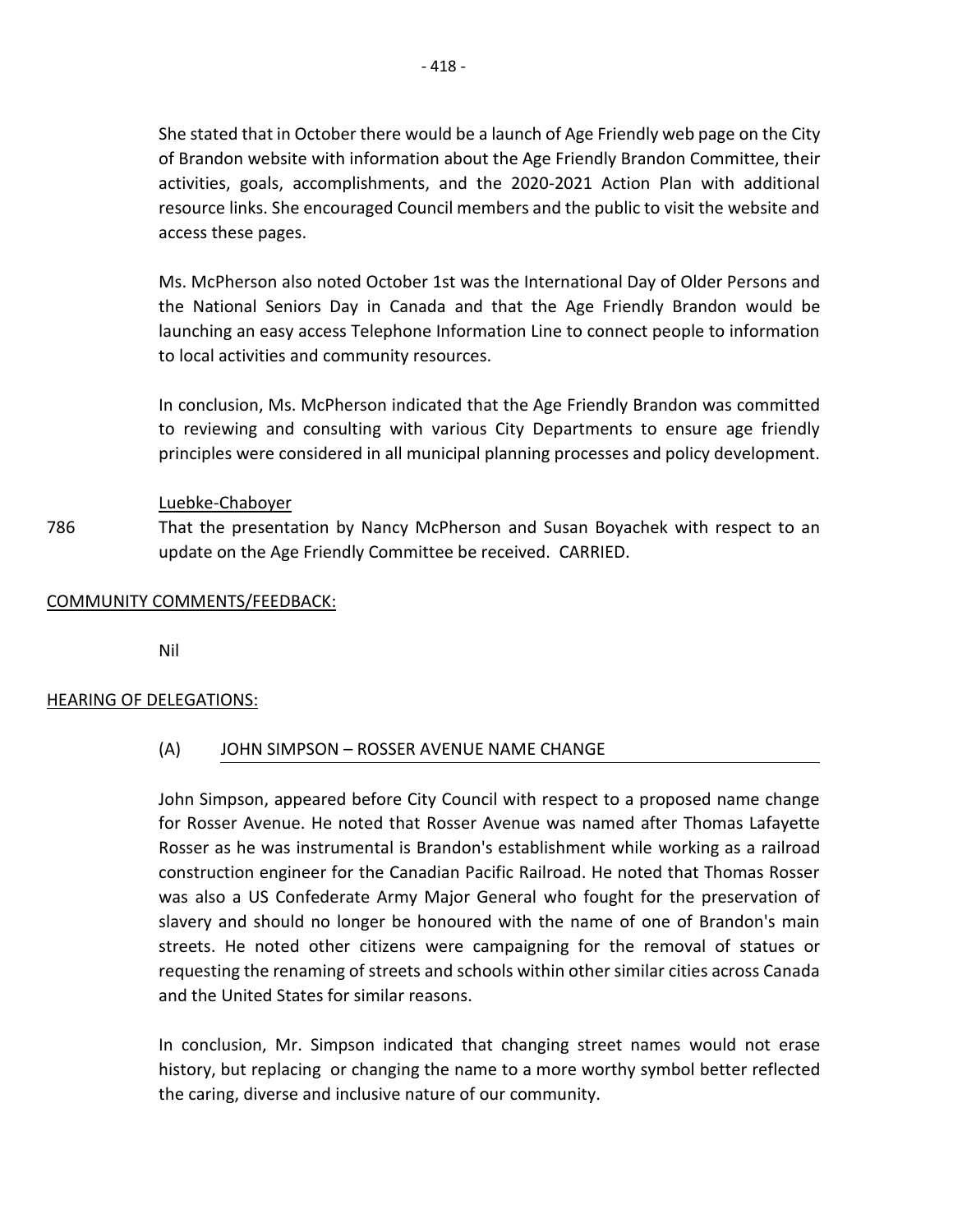She stated that in October there would be a launch of Age Friendly web page on the City of Brandon website with information about the Age Friendly Brandon Committee, their activities, goals, accomplishments, and the 2020-2021 Action Plan with additional resource links. She encouraged Council members and the public to visit the website and access these pages.

Ms. McPherson also noted October 1st was the International Day of Older Persons and the National Seniors Day in Canada and that the Age Friendly Brandon would be launching an easy access Telephone Information Line to connect people to information to local activities and community resources.

In conclusion, Ms. McPherson indicated that the Age Friendly Brandon was committed to reviewing and consulting with various City Departments to ensure age friendly principles were considered in all municipal planning processes and policy development.

Luebke-Chaboyer

786 That the presentation by Nancy McPherson and Susan Boyachek with respect to an update on the Age Friendly Committee be received. CARRIED.

COMMUNITY COMMENTS/FEEDBACK:

Nil

HEARING OF DELEGATIONS:

(A) JOHN SIMPSON – ROSSER AVENUE NAME CHANGE

John Simpson, appeared before City Council with respect to a proposed name change for Rosser Avenue. He noted that Rosser Avenue was named after Thomas Lafayette Rosser as he was instrumental is Brandon's establishment while working as a railroad construction engineer for the Canadian Pacific Railroad. He noted that Thomas Rosser was also a US Confederate Army Major General who fought for the preservation of slavery and should no longer be honoured with the name of one of Brandon's main streets. He noted other citizens were campaigning for the removal of statues or requesting the renaming of streets and schools within other similar cities across Canada and the United States for similar reasons.

In conclusion, Mr. Simpson indicated that changing street names would not erase history, but replacing or changing the name to a more worthy symbol better reflected the caring, diverse and inclusive nature of our community.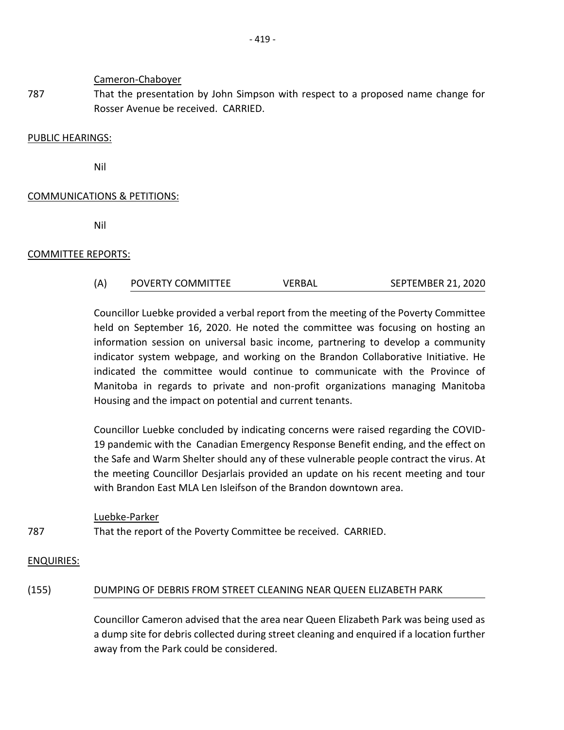Cameron-Chaboyer

787 That the presentation by John Simpson with respect to a proposed name change for Rosser Avenue be received. CARRIED.

PUBLIC HEARINGS:

Nil

COMMUNICATIONS & PETITIONS:

Nil

COMMITTEE REPORTS:

(A) POVERTY COMMITTEE VERBAL SEPTEMBER 21, 2020

Councillor Luebke provided a verbal report from the meeting of the Poverty Committee held on September 16, 2020. He noted the committee was focusing on hosting an information session on universal basic income, partnering to develop a community indicator system webpage, and working on the Brandon Collaborative Initiative. He indicated the committee would continue to communicate with the Province of Manitoba in regards to private and non-profit organizations managing Manitoba Housing and the impact on potential and current tenants.

Councillor Luebke concluded by indicating concerns were raised regarding the COVID-19 pandemic with the Canadian Emergency Response Benefit ending, and the effect on the Safe and Warm Shelter should any of these vulnerable people contract the virus. At the meeting Councillor Desjarlais provided an update on his recent meeting and tour with Brandon East MLA Len Isleifson of the Brandon downtown area.

Luebke-Parker

787 That the report of the Poverty Committee be received. CARRIED.

ENQUIRIES:

(155) DUMPING OF DEBRIS FROM STREET CLEANING NEAR QUEEN ELIZABETH PARK

Councillor Cameron advised that the area near Queen Elizabeth Park was being used as a dump site for debris collected during street cleaning and enquired if a location further away from the Park could be considered.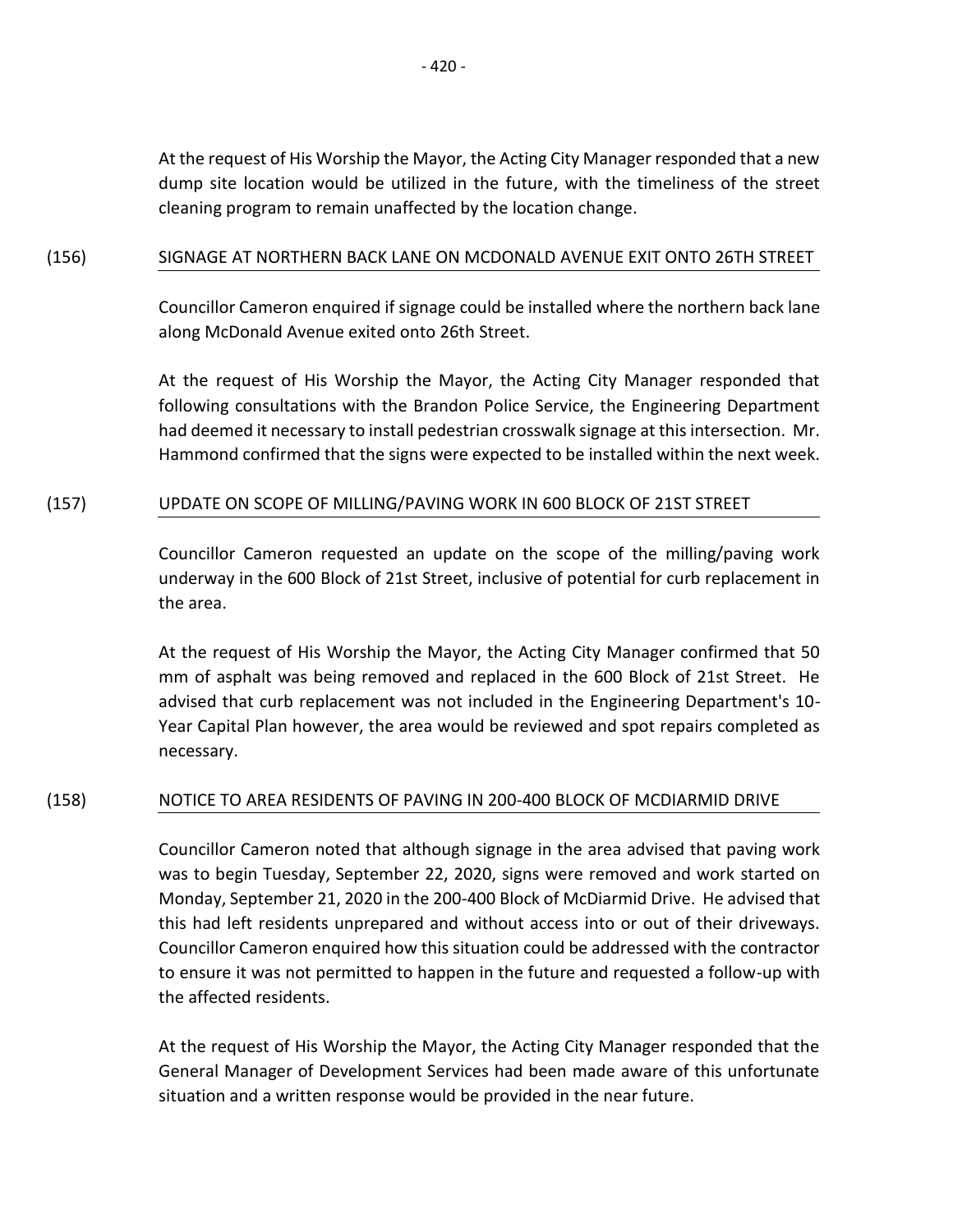At the request of His Worship the Mayor, the Acting City Manager responded that a new dump site location would be utilized in the future, with the timeliness of the street cleaning program to remain unaffected by the location change.

## (156) SIGNAGE AT NORTHERN BACK LANE ON MCDONALD AVENUE EXIT ONTO 26TH STREET

Councillor Cameron enquired if signage could be installed where the northern back lane along McDonald Avenue exited onto 26th Street.

At the request of His Worship the Mayor, the Acting City Manager responded that following consultations with the Brandon Police Service, the Engineering Department had deemed it necessary to install pedestrian crosswalk signage at this intersection. Mr. Hammond confirmed that the signs were expected to be installed within the next week.

## (157) UPDATE ON SCOPE OF MILLING/PAVING WORK IN 600 BLOCK OF 21ST STREET

Councillor Cameron requested an update on the scope of the milling/paving work underway in the 600 Block of 21st Street, inclusive of potential for curb replacement in the area.

At the request of His Worship the Mayor, the Acting City Manager confirmed that 50 mm of asphalt was being removed and replaced in the 600 Block of 21st Street. He advised that curb replacement was not included in the Engineering Department's 10-Year Capital Plan however, the area would be reviewed and spot repairs completed as necessary.

## (158) NOTICE TO AREA RESIDENTS OF PAVING IN 200-400 BLOCK OF MCDIARMID DRIVE

Councillor Cameron noted that although signage in the area advised that paving work was to begin Tuesday, September 22, 2020, signs were removed and work started on Monday, September 21, 2020 in the 200-400 Block of McDiarmid Drive. He advised that this had left residents unprepared and without access into or out of their driveways. Councillor Cameron enquired how this situation could be addressed with the contractor to ensure it was not permitted to happen in the future and requested a follow-up with the affected residents.

At the request of His Worship the Mayor, the Acting City Manager responded that the General Manager of Development Services had been made aware of this unfortunate situation and a written response would be provided in the near future.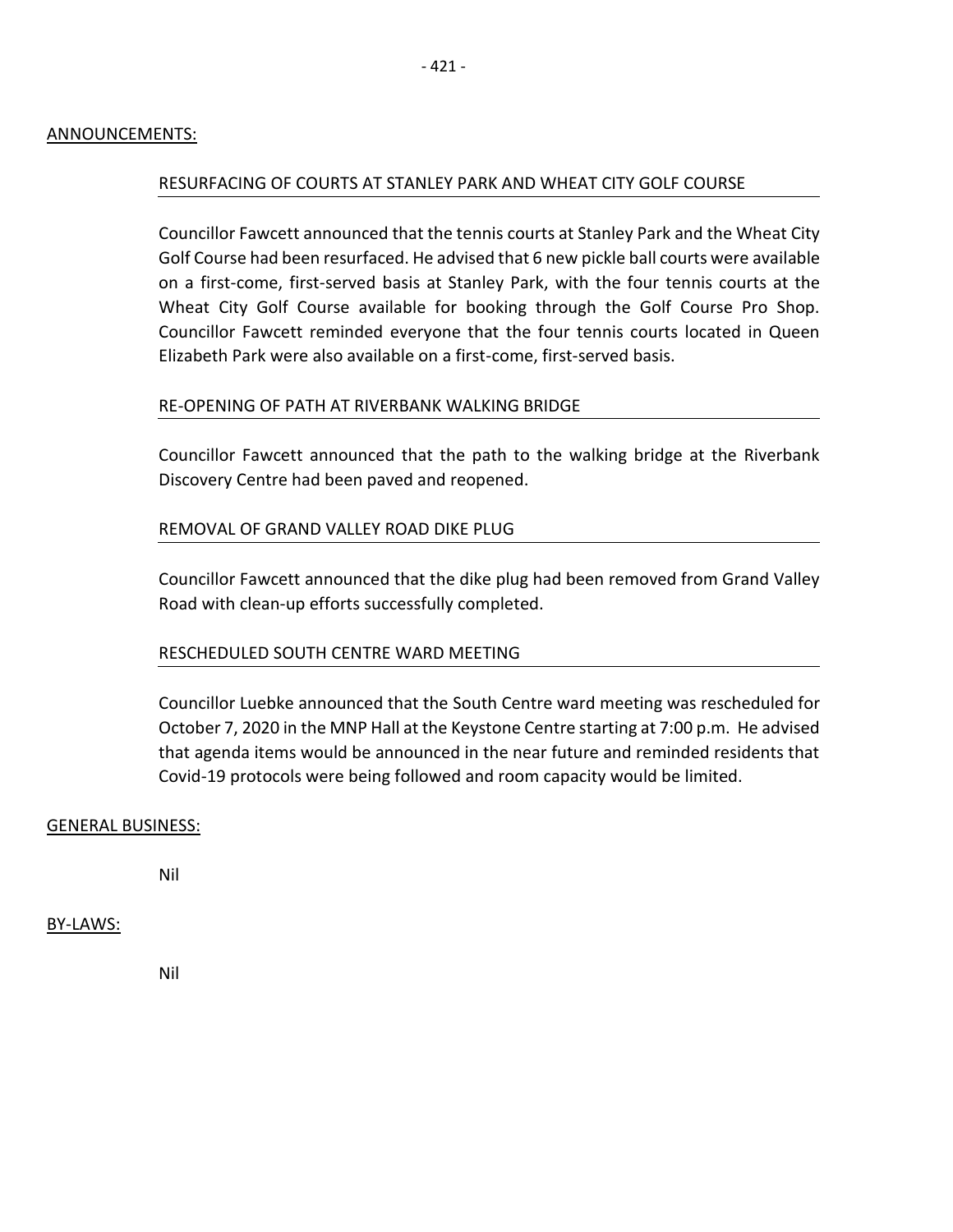## ANNOUNCEMENTS:

### RESURFACING OF COURTS AT STANLEY PARK AND WHEAT CITY GOLF COURSE

Councillor Fawcett announced that the tennis courts at Stanley Park and the Wheat City Golf Course had been resurfaced. He advised that 6 new pickle ball courts were available on a first-come, first-served basis at Stanley Park, with the four tennis courts at the Wheat City Golf Course available for booking through the Golf Course Pro Shop. Councillor Fawcett reminded everyone that the four tennis courts located in Queen Elizabeth Park were also available on a first-come, first-served basis.

### RE-OPENING OF PATH AT RIVERBANK WALKING BRIDGE

Councillor Fawcett announced that the path to the walking bridge at the Riverbank Discovery Centre had been paved and reopened.

### REMOVAL OF GRAND VALLEY ROAD DIKE PLUG

Councillor Fawcett announced that the dike plug had been removed from Grand Valley Road with clean-up efforts successfully completed.

### RESCHEDULED SOUTH CENTRE WARD MEETING

Councillor Luebke announced that the South Centre ward meeting was rescheduled for October 7, 2020 in the MNP Hall at the Keystone Centre starting at 7:00 p.m. He advised that agenda items would be announced in the near future and reminded residents that Covid-19 protocols were being followed and room capacity would be limited.

## GENERAL BUSINESS:

Nil

## BY-LAWS:

Nil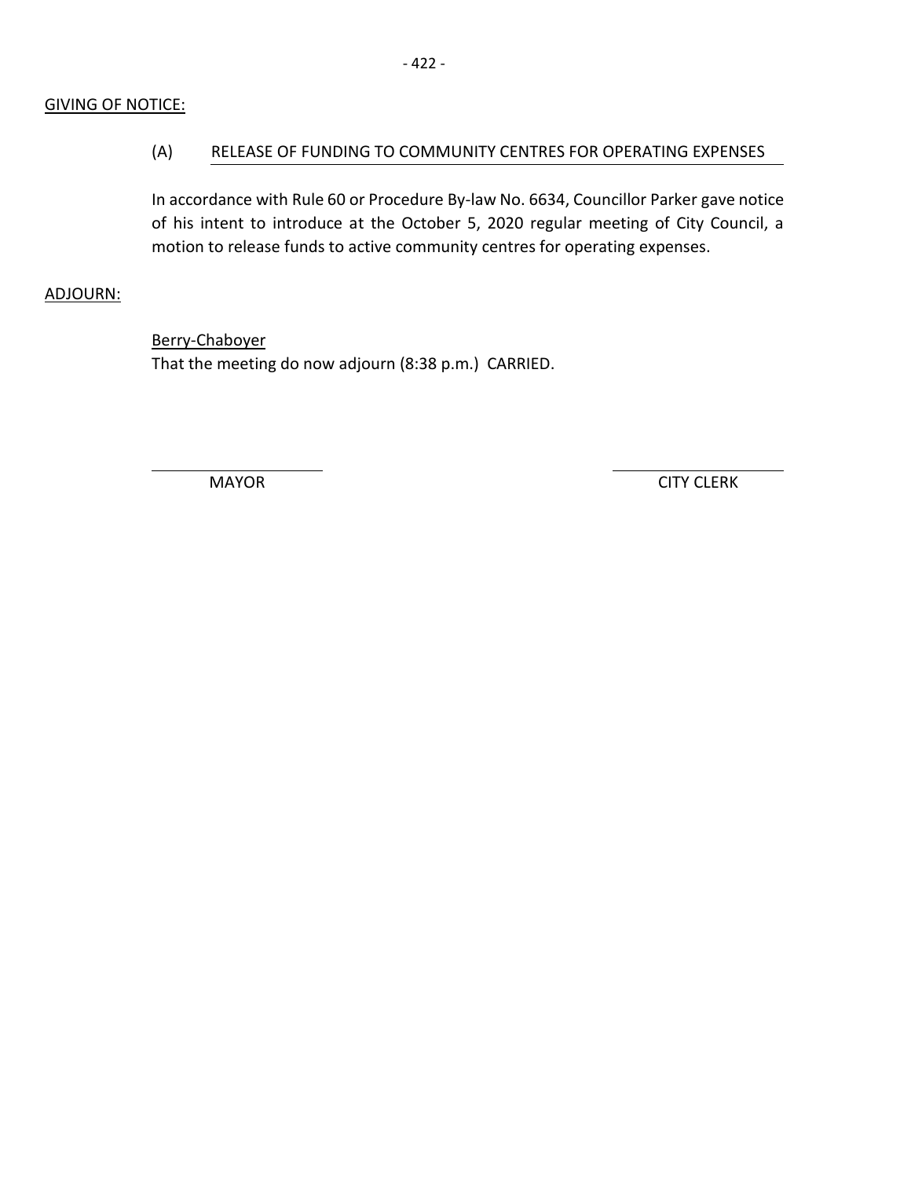GIVING OF NOTICE:

(A) RELEASE OF FUNDING TO COMMUNITY CENTRES FOR OPERATING EXPENSES

In accordance with Rule 60 or Procedure By-law No. 6634, Councillor Parker gave notice of his intent to introduce at the October 5, 2020 regular meeting of City Council, a motion to release funds to active community centres for operating expenses.

ADJOURN:

Berry-Chaboyer
That the meeting do now adjourn (8:38 p.m.) CARRIED.

MAYOR

CITY CLERK